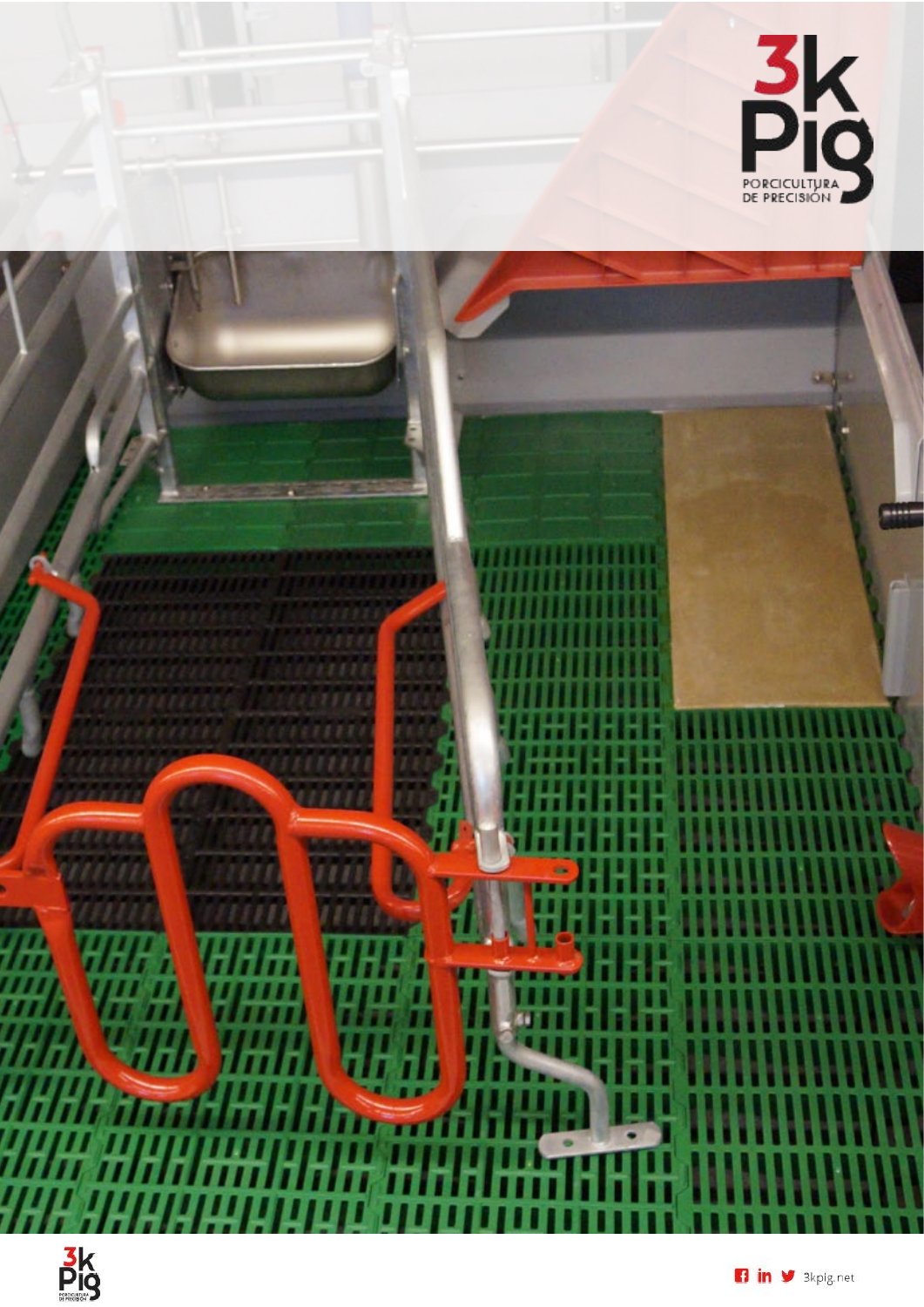3k Pig

PORCICULTURA DE PRECISIÓN

3kpig.net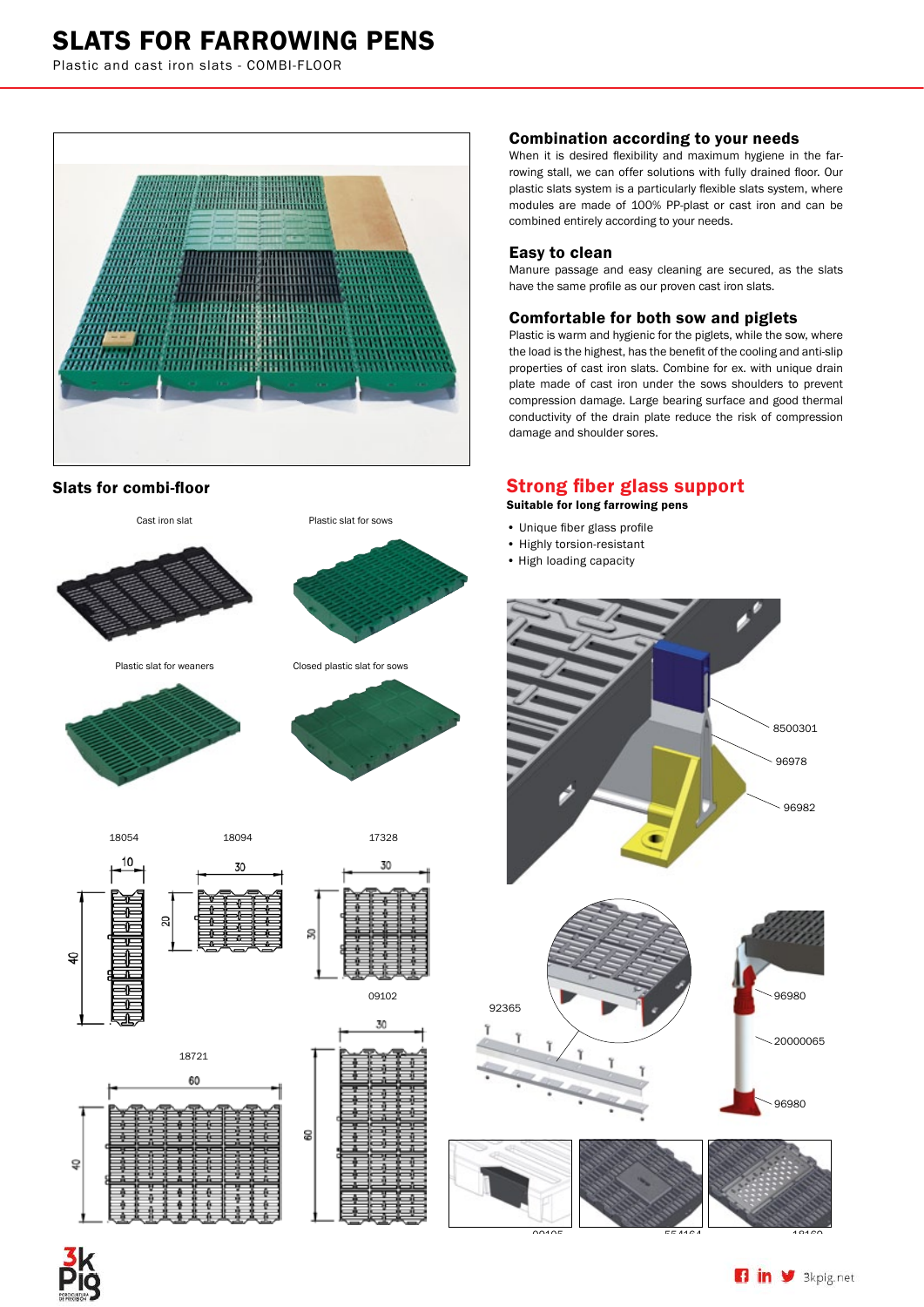# SLATS FOR FARROWING PENS

Plastic and cast iron slats - COMBI-FLOOR

## Combination according to your needs

When it is desired flexibility and maximum hygiene in the farrowing stall, we can offer solutions with fully drained floor. Our plastic slats system is a particularly flexible slats system, where modules are made of 100% PP-plast or cast iron and can be combined entirely according to your needs.

## Easy to clean

Manure passage and easy cleaning are secured, as the slats have the same profile as our proven cast iron slats.

## Comfortable for both sow and piglets

Plastic is warm and hygienic for the piglets, while the sow, where the load is the highest, has the benefit of the cooling and anti-slip properties of cast iron slats. Combine for ex. with unique drain plate made of cast iron under the sows shoulders to prevent compression damage. Large bearing surface and good thermal conductivity of the drain plate reduce the risk of compression damage and shoulder sores.

## Slats for combi-floor

Cast iron slat

Plastic slat for sows

Plastic slat for weaners

Closed plastic slat for sows

18054 · 18094 · 17328 · 09102 · 18721

## Strong fiber glass support

**Suitable for long farrowing pens**

- Unique fiber glass profile
- Highly torsion-resistant
- High loading capacity

8500301 · 96978 · 96982 · 92365 · 96980 · 20000065 · 96980

09105 · 554164 · 18169

3kpig.net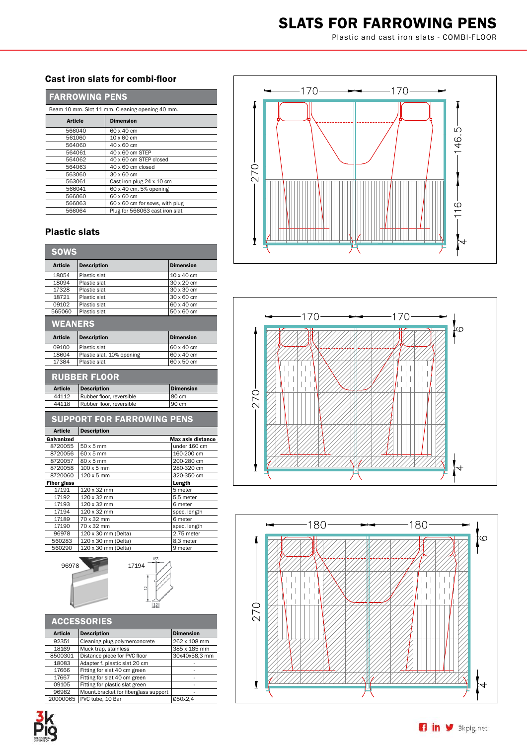# SLATS FOR FARROWING PENS

Plastic and cast iron slats - COMBI-FLOOR

## Cast iron slats for combi-floor

### FARROWING PENS

Beam 10 mm. Slot 11 mm. Cleaning opening 40 mm.

| Article | Dimension |
|---|---|
| 566040 | 60 x 40 cm |
| 561060 | 10 x 60 cm |
| 564060 | 40 x 60 cm |
| 564061 | 40 x 60 cm STEP |
| 564062 | 40 x 60 cm STEP closed |
| 564063 | 40 x 60 cm closed |
| 563060 | 30 x 60 cm |
| 563061 | Cast iron plug 24 x 10 cm |
| 566041 | 60 x 40 cm, 5% opening |
| 566060 | 60 x 60 cm |
| 566063 | 60 x 60 cm for sows, with plug |
| 566064 | Plug for 566063 cast iron slat |

## Plastic slats

### SOWS

| Article | Description | Dimension |
|---|---|---|
| 18054 | Plastic slat | 10 x 40 cm |
| 18094 | Plastic slat | 30 x 20 cm |
| 17328 | Plastic slat | 30 x 30 cm |
| 18721 | Plastic slat | 30 x 60 cm |
| 09102 | Plastic slat | 60 x 40 cm |
| 565060 | Plastic slat | 50 x 60 cm |

### WEANERS

| Article | Description | Dimension |
|---|---|---|
| 09100 | Plastic slat | 60 x 40 cm |
| 18604 | Plastic slat, 10% opening | 60 x 40 cm |
| 17384 | Plastic slat | 60 x 50 cm |

### RUBBER FLOOR

| Article | Description | Dimension |
|---|---|---|
| 44112 | Rubber floor, reversible | 80 cm |
| 44118 | Rubber floor, reversible | 90 cm |

### SUPPORT FOR FARROWING PENS

| Article | Description | |
|---|---|---|
| **Galvanized** | | **Max axis distance** |
| 8720055 | 50 x 5 mm | under 160 cm |
| 8720056 | 60 x 5 mm | 160-200 cm |
| 8720057 | 80 x 5 mm | 200-280 cm |
| 8720058 | 100 x 5 mm | 280-320 cm |
| 8720060 | 120 x 5 mm | 320-350 cm |
| **Fiber glass** | | **Length** |
| 17191 | 120 x 32 mm | 5 meter |
| 17192 | 120 x 32 mm | 5,5 meter |
| 17193 | 120 x 32 mm | 6 meter |
| 17194 | 120 x 32 mm | spec. length |
| 17189 | 70 x 32 mm | 6 meter |
| 17190 | 70 x 32 mm | spec. length |
| 96978 | 120 x 30 mm (Delta) | 2,75 meter |
| 560283 | 120 x 30 mm (Delta) | 8,3 meter |
| 560290 | 120 x 30 mm (Delta) | 9 meter |

96978 17194

### ACCESSORIES

| Article | Description | Dimension |
|---|---|---|
| 92351 | Cleaning plug,polymerconcrete | 262 x 108 mm |
| 18169 | Muck trap, stainless | 385 x 185 mm |
| 8500301 | Distance piece for PVC floor | 30x40x58,3 mm |
| 18083 | Adapter f. plastic slat 20 cm | - |
| 17666 | Fitting for slat 40 cm green | - |
| 17667 | Fitting for slat 40 cm green | - |
| 09105 | Fitting for plastic slat green | - |
| 96982 | Mount.bracket for fiberglass support | - |
| 20000065 | PVC tube, 10 Bar | Ø50x2,4 |

3kpig.net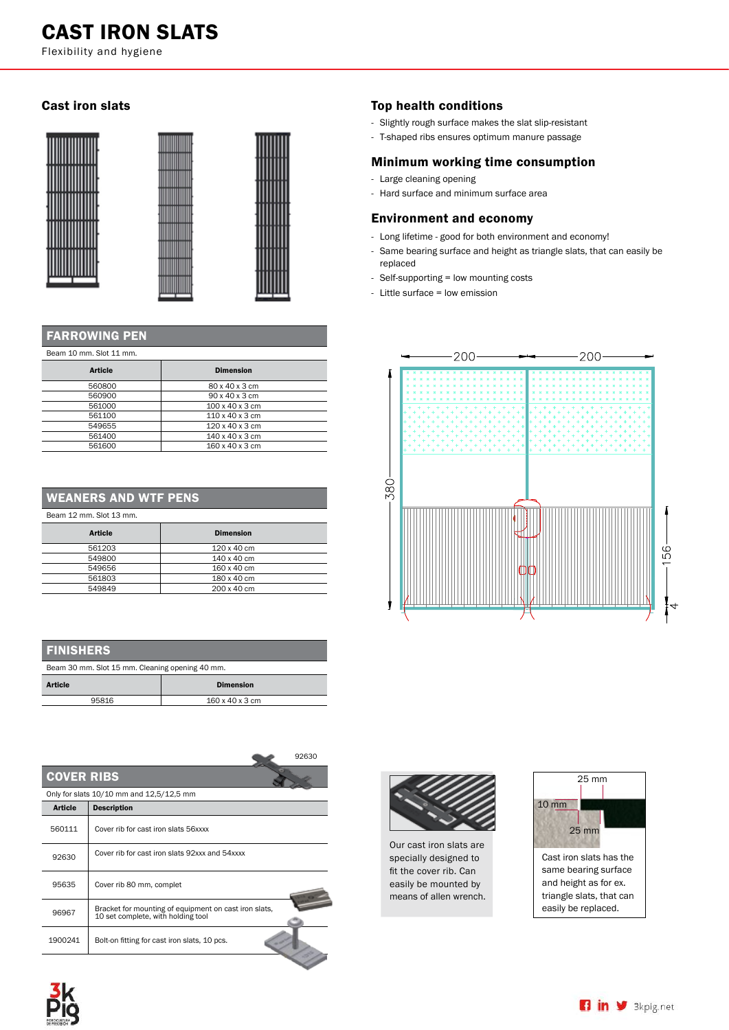# CAST IRON SLATS

Flexibility and hygiene

## Cast iron slats

## FARROWING PEN

Beam 10 mm. Slot 11 mm.

| Article | Dimension |
|---|---|
| 560800 | 80 x 40 x 3 cm |
| 560900 | 90 x 40 x 3 cm |
| 561000 | 100 x 40 x 3 cm |
| 561100 | 110 x 40 x 3 cm |
| 549655 | 120 x 40 x 3 cm |
| 561400 | 140 x 40 x 3 cm |
| 561600 | 160 x 40 x 3 cm |

## WEANERS AND WTF PENS

Beam 12 mm. Slot 13 mm.

| Article | Dimension |
|---|---|
| 561203 | 120 x 40 cm |
| 549800 | 140 x 40 cm |
| 549656 | 160 x 40 cm |
| 561803 | 180 x 40 cm |
| 549849 | 200 x 40 cm |

## FINISHERS

Beam 30 mm. Slot 15 mm. Cleaning opening 40 mm.

| Article | Dimension |
|---|---|
| 95816 | 160 x 40 x 3 cm |

92630

## COVER RIBS

Only for slats 10/10 mm and 12,5/12,5 mm

| Article | Description |
|---|---|
| 560111 | Cover rib for cast iron slats 56xxxx |
| 92630 | Cover rib for cast iron slats 92xxx and 54xxxx |
| 95635 | Cover rib 80 mm, complet |
| 96967 | Bracket for mounting of equipment on cast iron slats, 10 set complete, with holding tool |
| 1900241 | Bolt-on fitting for cast iron slats, 10 pcs. |

## Top health conditions

- Slightly rough surface makes the slat slip-resistant
- T-shaped ribs ensures optimum manure passage

## Minimum working time consumption

- Large cleaning opening
- Hard surface and minimum surface area

## Environment and economy

- Long lifetime - good for both environment and economy!
- Same bearing surface and height as triangle slats, that can easily be replaced
- Self-supporting = low mounting costs
- Little surface = low emission

200 200 380 156 4

Our cast iron slats are specially designed to fit the cover rib. Can easily be mounted by means of allen wrench.

25 mm 10 mm 25 mm

Cast iron slats has the same bearing surface and height as for ex. triangle slats, that can easily be replaced.

3kpig.net